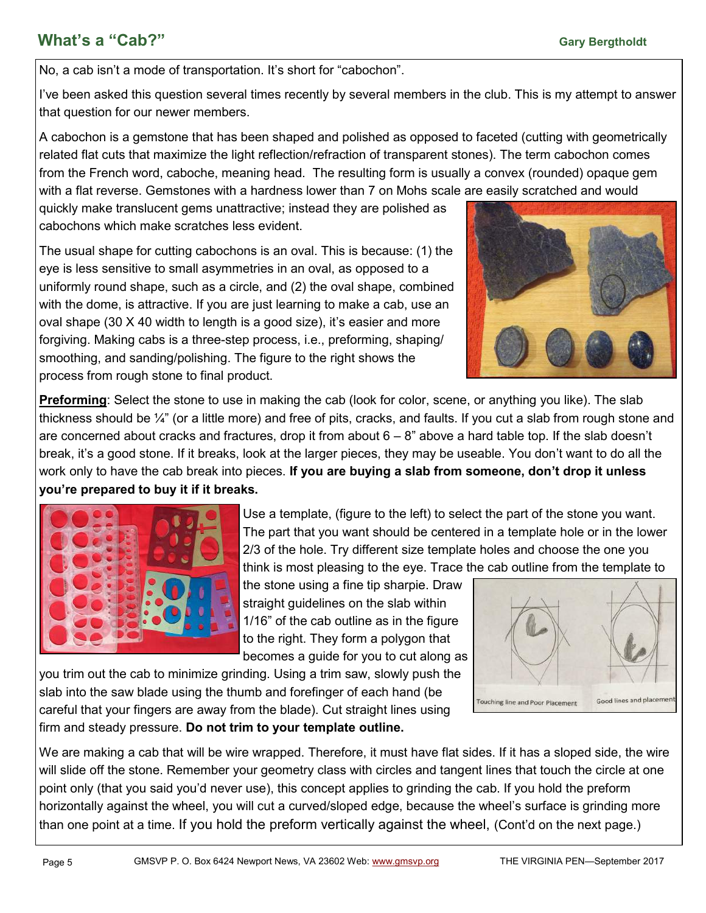## What's a "Cab?"

**Gary Bergtholdt**

No, a cab isn't a mode of transportation. It's short for "cabochon".

I've been asked this question several times recently by several members in the club. This is my attempt to answer that question for our newer members.

A cabochon is a gemstone that has been shaped and polished as opposed to faceted (cutting with geometrically related flat cuts that maximize the light reflection/refraction of transparent stones). The term cabochon comes from the French word, caboche, meaning head. The resulting form is usually a convex (rounded) opaque gem with a flat reverse. Gemstones with a hardness lower than 7 on Mohs scale are easily scratched and would quickly make translucent gems unattractive; instead they are polished as cabochons which make scratches less evident.

The usual shape for cutting cabochons is an oval. This is because: (1) the eye is less sensitive to small asymmetries in an oval, as opposed to a uniformly round shape, such as a circle, and (2) the oval shape, combined with the dome, is attractive. If you are just learning to make a cab, use an oval shape (30 X 40 width to length is a good size), it's easier and more forgiving. Making cabs is a three-step process, i.e., preforming, shaping/smoothing, and sanding/polishing. The figure to the right shows the process from rough stone to final product.

**Preforming**: Select the stone to use in making the cab (look for color, scene, or anything you like). The slab thickness should be ¼" (or a little more) and free of pits, cracks, and faults. If you cut a slab from rough stone and are concerned about cracks and fractures, drop it from about 6 – 8" above a hard table top. If the slab doesn't break, it's a good stone. If it breaks, look at the larger pieces, they may be useable. You don't want to do all the work only to have the cab break into pieces. **If you are buying a slab from someone, don't drop it unless you're prepared to buy it if it breaks.**

Use a template, (figure to the left) to select the part of the stone you want. The part that you want should be centered in a template hole or in the lower 2/3 of the hole. Try different size template holes and choose the one you think is most pleasing to the eye. Trace the cab outline from the template to the stone using a fine tip sharpie. Draw straight guidelines on the slab within 1/16" of the cab outline as in the figure to the right. They form a polygon that becomes a guide for you to cut along as you trim out the cab to minimize grinding. Using a trim saw, slowly push the slab into the saw blade using the thumb and forefinger of each hand (be careful that your fingers are away from the blade). Cut straight lines using firm and steady pressure. **Do not trim to your template outline.**

Touching line and Poor Placement | Good lines and placement

We are making a cab that will be wire wrapped. Therefore, it must have flat sides. If it has a sloped side, the wire will slide off the stone. Remember your geometry class with circles and tangent lines that touch the circle at one point only (that you said you'd never use), this concept applies to grinding the cab. If you hold the preform horizontally against the wheel, you will cut a curved/sloped edge, because the wheel's surface is grinding more than one point at a time. If you hold the preform vertically against the wheel, (Cont'd on the next page.)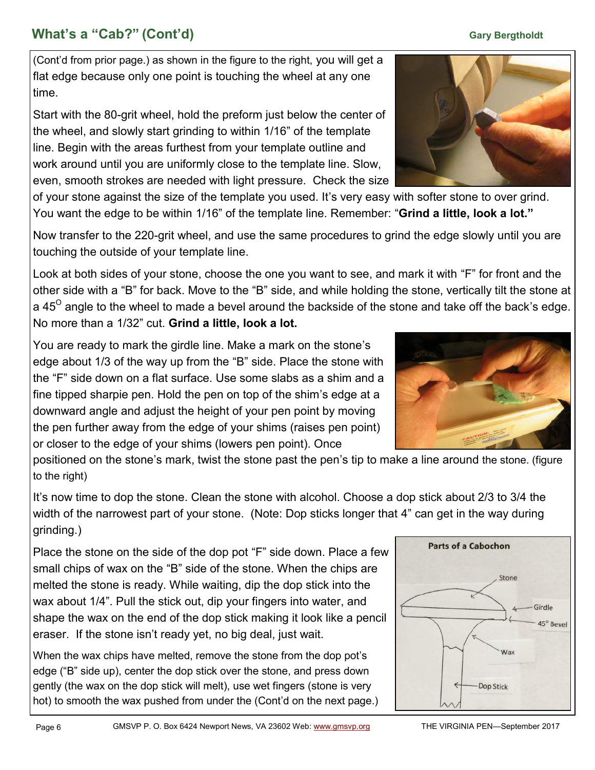## What's a "Cab?" (Cont'd)

**Gary Bergtholdt**

(Cont'd from prior page.) as shown in the figure to the right, you will get a flat edge because only one point is touching the wheel at any one time.

Start with the 80-grit wheel, hold the preform just below the center of the wheel, and slowly start grinding to within 1/16" of the template line. Begin with the areas furthest from your template outline and work around until you are uniformly close to the template line. Slow, even, smooth strokes are needed with light pressure. Check the size of your stone against the size of the template you used. It's very easy with softer stone to over grind. You want the edge to be within 1/16" of the template line. Remember: "**Grind a little, look a lot."**

Now transfer to the 220-grit wheel, and use the same procedures to grind the edge slowly until you are touching the outside of your template line.

Look at both sides of your stone, choose the one you want to see, and mark it with "F" for front and the other side with a "B" for back. Move to the "B" side, and while holding the stone, vertically tilt the stone at a 45$^{O}$ angle to the wheel to made a bevel around the backside of the stone and take off the back's edge. No more than a 1/32" cut. **Grind a little, look a lot.**

You are ready to mark the girdle line. Make a mark on the stone's edge about 1/3 of the way up from the "B" side. Place the stone with the "F" side down on a flat surface. Use some slabs as a shim and a fine tipped sharpie pen. Hold the pen on top of the shim's edge at a downward angle and adjust the height of your pen point by moving the pen further away from the edge of your shims (raises pen point) or closer to the edge of your shims (lowers pen point). Once positioned on the stone's mark, twist the stone past the pen's tip to make a line around the stone. (figure to the right)

It's now time to dop the stone. Clean the stone with alcohol. Choose a dop stick about 2/3 to 3/4 the width of the narrowest part of your stone. (Note: Dop sticks longer that 4" can get in the way during grinding.)

Place the stone on the side of the dop pot "F" side down. Place a few small chips of wax on the "B" side of the stone. When the chips are melted the stone is ready. While waiting, dip the dop stick into the wax about 1/4". Pull the stick out, dip your fingers into water, and shape the wax on the end of the dop stick making it look like a pencil eraser. If the stone isn't ready yet, no big deal, just wait.

When the wax chips have melted, remove the stone from the dop pot's edge ("B" side up), center the dop stick over the stone, and press down gently (the wax on the dop stick will melt), use wet fingers (stone is very hot) to smooth the wax pushed from under the (Cont'd on the next page.)

**Parts of a Cabochon**

Stone, Girdle, 45° Bevel, Wax, Dop Stick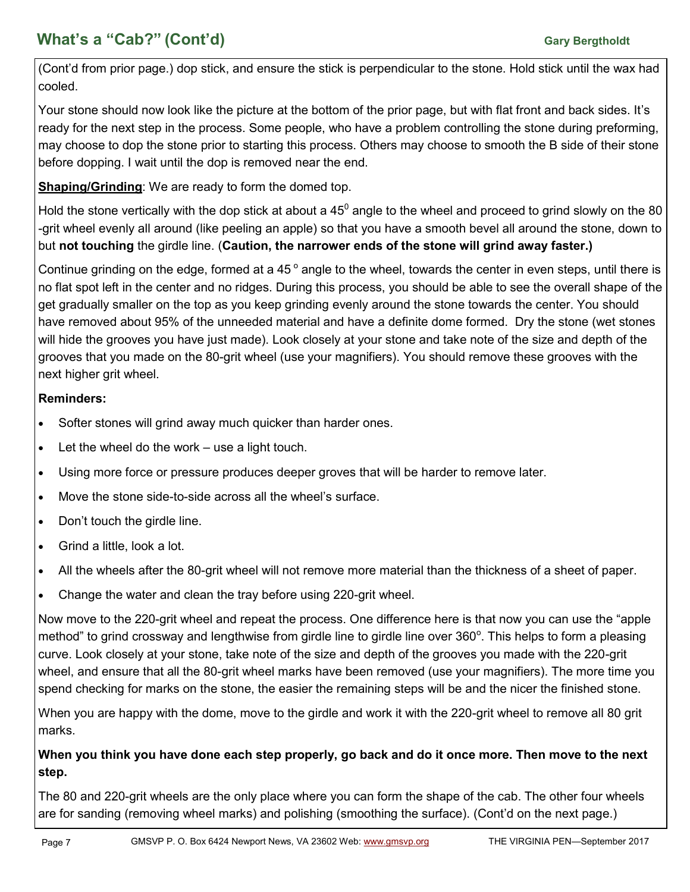## What's a "Cab?" (Cont'd)

**Gary Bergtholdt**

(Cont'd from prior page.) dop stick, and ensure the stick is perpendicular to the stone. Hold stick until the wax had cooled.

Your stone should now look like the picture at the bottom of the prior page, but with flat front and back sides. It's ready for the next step in the process. Some people, who have a problem controlling the stone during preforming, may choose to dop the stone prior to starting this process. Others may choose to smooth the B side of their stone before dopping. I wait until the dop is removed near the end.

**Shaping/Grinding**: We are ready to form the domed top.

Hold the stone vertically with the dop stick at about a $45^0$ angle to the wheel and proceed to grind slowly on the 80 -grit wheel evenly all around (like peeling an apple) so that you have a smooth bevel all around the stone, down to but **not touching** the girdle line. (**Caution, the narrower ends of the stone will grind away faster.)**

Continue grinding on the edge, formed at a 45 ° angle to the wheel, towards the center in even steps, until there is no flat spot left in the center and no ridges. During this process, you should be able to see the overall shape of the get gradually smaller on the top as you keep grinding evenly around the stone towards the center. You should have removed about 95% of the unneeded material and have a definite dome formed. Dry the stone (wet stones will hide the grooves you have just made). Look closely at your stone and take note of the size and depth of the grooves that you made on the 80-grit wheel (use your magnifiers). You should remove these grooves with the next higher grit wheel.

**Reminders:**

- Softer stones will grind away much quicker than harder ones.
- Let the wheel do the work – use a light touch.
- Using more force or pressure produces deeper groves that will be harder to remove later.
- Move the stone side-to-side across all the wheel's surface.
- Don't touch the girdle line.
- Grind a little, look a lot.
- All the wheels after the 80-grit wheel will not remove more material than the thickness of a sheet of paper.
- Change the water and clean the tray before using 220-grit wheel.

Now move to the 220-grit wheel and repeat the process. One difference here is that now you can use the "apple method" to grind crossway and lengthwise from girdle line to girdle line over 360°. This helps to form a pleasing curve. Look closely at your stone, take note of the size and depth of the grooves you made with the 220-grit wheel, and ensure that all the 80-grit wheel marks have been removed (use your magnifiers). The more time you spend checking for marks on the stone, the easier the remaining steps will be and the nicer the finished stone.

When you are happy with the dome, move to the girdle and work it with the 220-grit wheel to remove all 80 grit marks.

**When you think you have done each step properly, go back and do it once more. Then move to the next step.**

The 80 and 220-grit wheels are the only place where you can form the shape of the cab. The other four wheels are for sanding (removing wheel marks) and polishing (smoothing the surface). (Cont'd on the next page.)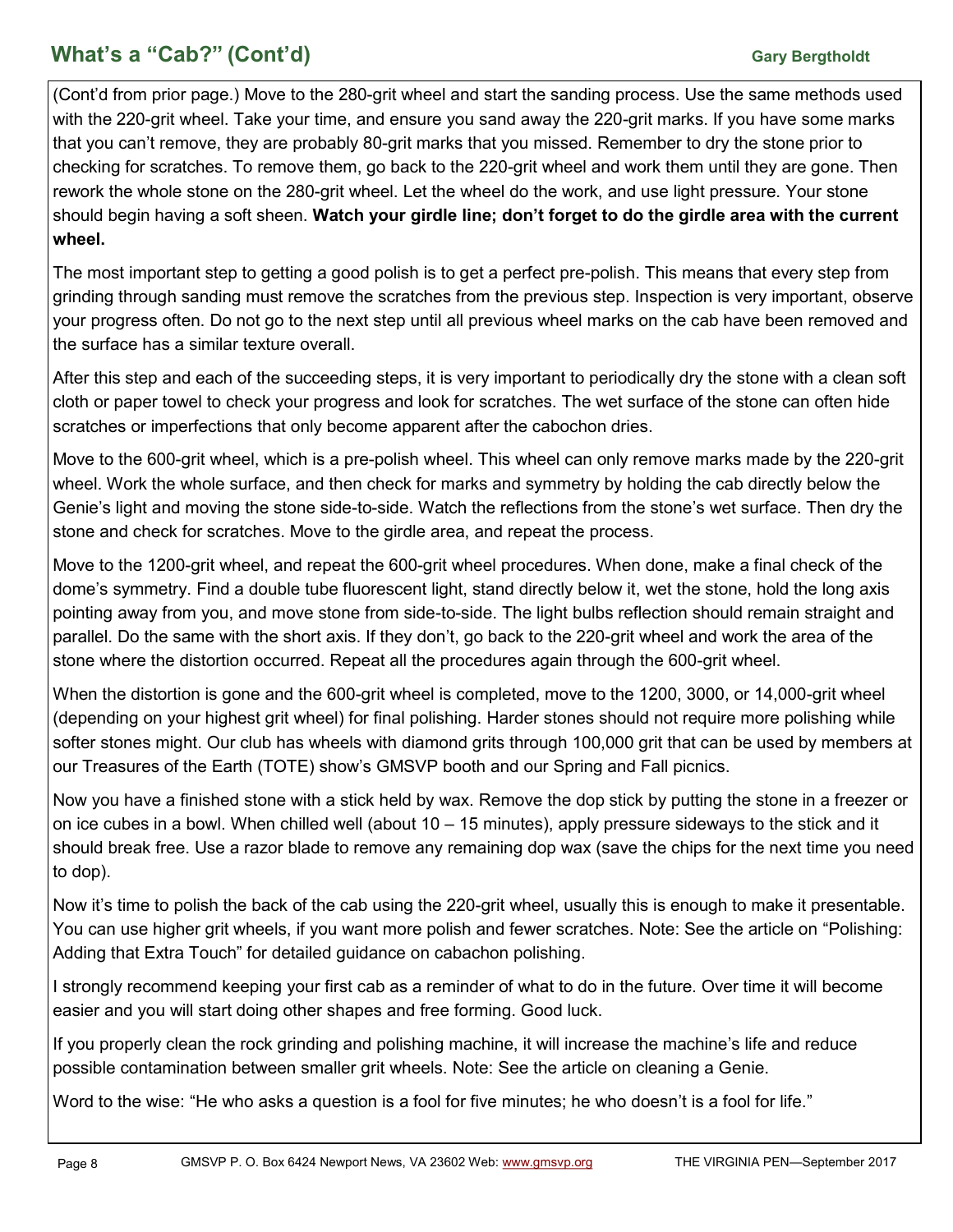## What's a "Cab?" (Cont'd)

**Gary Bergtholdt**

(Cont'd from prior page.) Move to the 280-grit wheel and start the sanding process. Use the same methods used with the 220-grit wheel. Take your time, and ensure you sand away the 220-grit marks. If you have some marks that you can't remove, they are probably 80-grit marks that you missed. Remember to dry the stone prior to checking for scratches. To remove them, go back to the 220-grit wheel and work them until they are gone. Then rework the whole stone on the 280-grit wheel. Let the wheel do the work, and use light pressure. Your stone should begin having a soft sheen. **Watch your girdle line; don't forget to do the girdle area with the current wheel.**

The most important step to getting a good polish is to get a perfect pre-polish. This means that every step from grinding through sanding must remove the scratches from the previous step. Inspection is very important, observe your progress often. Do not go to the next step until all previous wheel marks on the cab have been removed and the surface has a similar texture overall.

After this step and each of the succeeding steps, it is very important to periodically dry the stone with a clean soft cloth or paper towel to check your progress and look for scratches. The wet surface of the stone can often hide scratches or imperfections that only become apparent after the cabochon dries.

Move to the 600-grit wheel, which is a pre-polish wheel. This wheel can only remove marks made by the 220-grit wheel. Work the whole surface, and then check for marks and symmetry by holding the cab directly below the Genie's light and moving the stone side-to-side. Watch the reflections from the stone's wet surface. Then dry the stone and check for scratches. Move to the girdle area, and repeat the process.

Move to the 1200-grit wheel, and repeat the 600-grit wheel procedures. When done, make a final check of the dome's symmetry. Find a double tube fluorescent light, stand directly below it, wet the stone, hold the long axis pointing away from you, and move stone from side-to-side. The light bulbs reflection should remain straight and parallel. Do the same with the short axis. If they don't, go back to the 220-grit wheel and work the area of the stone where the distortion occurred. Repeat all the procedures again through the 600-grit wheel.

When the distortion is gone and the 600-grit wheel is completed, move to the 1200, 3000, or 14,000-grit wheel (depending on your highest grit wheel) for final polishing. Harder stones should not require more polishing while softer stones might. Our club has wheels with diamond grits through 100,000 grit that can be used by members at our Treasures of the Earth (TOTE) show's GMSVP booth and our Spring and Fall picnics.

Now you have a finished stone with a stick held by wax. Remove the dop stick by putting the stone in a freezer or on ice cubes in a bowl. When chilled well (about 10 – 15 minutes), apply pressure sideways to the stick and it should break free. Use a razor blade to remove any remaining dop wax (save the chips for the next time you need to dop).

Now it's time to polish the back of the cab using the 220-grit wheel, usually this is enough to make it presentable. You can use higher grit wheels, if you want more polish and fewer scratches. Note: See the article on "Polishing: Adding that Extra Touch" for detailed guidance on cabachon polishing.

I strongly recommend keeping your first cab as a reminder of what to do in the future. Over time it will become easier and you will start doing other shapes and free forming. Good luck.

If you properly clean the rock grinding and polishing machine, it will increase the machine's life and reduce possible contamination between smaller grit wheels. Note: See the article on cleaning a Genie.

Word to the wise: "He who asks a question is a fool for five minutes; he who doesn't is a fool for life."